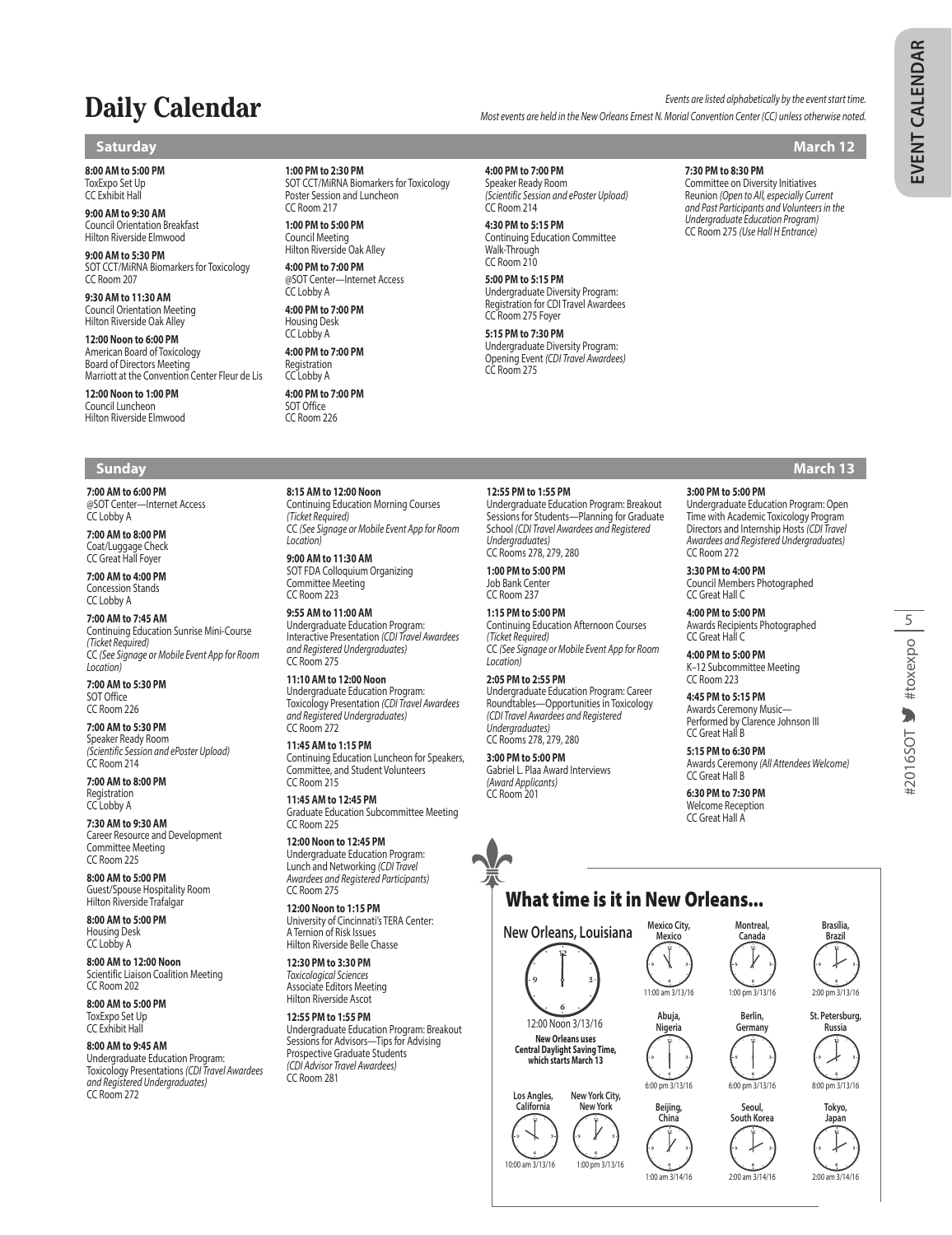# Daily Calendar

*Events are listed alphabetically by the event start time.*
*Most events are held in the New Orleans Ernest N. Morial Convention Center (CC) unless otherwise noted.*

## Saturday — March 12

**8:00 AM to 5:00 PM**
ToxExpo Set Up
CC Exhibit Hall

**9:00 AM to 9:30 AM**
Council Orientation Breakfast
Hilton Riverside Elmwood

**9:00 AM to 5:30 PM**
SOT CCT/MiRNA Biomarkers for Toxicology
CC Room 207

**9:30 AM to 11:30 AM**
Council Orientation Meeting
Hilton Riverside Oak Alley

**12:00 Noon to 6:00 PM**
American Board of Toxicology Board of Directors Meeting
Marriott at the Convention Center Fleur de Lis

**12:00 Noon to 1:00 PM**
Council Luncheon
Hilton Riverside Elmwood

**1:00 PM to 2:30 PM**
SOT CCT/MiRNA Biomarkers for Toxicology Poster Session and Luncheon
CC Room 217

**1:00 PM to 5:00 PM**
Council Meeting
Hilton Riverside Oak Alley

**4:00 PM to 7:00 PM**
@SOT Center—Internet Access
CC Lobby A

**4:00 PM to 7:00 PM**
Housing Desk
CC Lobby A

**4:00 PM to 7:00 PM**
Registration
CC Lobby A

**4:00 PM to 7:00 PM**
SOT Office
CC Room 226

**4:00 PM to 7:00 PM**
Speaker Ready Room *(Scientific Session and ePoster Upload)*
CC Room 214

**4:30 PM to 5:15 PM**
Continuing Education Committee Walk-Through
CC Room 210

**5:00 PM to 5:15 PM**
Undergraduate Diversity Program: Registration for CDI Travel Awardees
CC Room 275 Foyer

**5:15 PM to 7:30 PM**
Undergraduate Diversity Program: Opening Event *(CDI Travel Awardees)*
CC Room 275

**7:30 PM to 8:30 PM**
Committee on Diversity Initiatives Reunion *(Open to All, especially Current and Past Participants and Volunteers in the Undergraduate Education Program)*
CC Room 275 *(Use Hall H Entrance)*

## Sunday — March 13

**7:00 AM to 6:00 PM**
@SOT Center—Internet Access
CC Lobby A

**7:00 AM to 8:00 PM**
Coat/Luggage Check
CC Great Hall Foyer

**7:00 AM to 4:00 PM**
Concession Stands
CC Lobby A

**7:00 AM to 7:45 AM**
Continuing Education Sunrise Mini-Course *(Ticket Required)*
CC *(See Signage or Mobile Event App for Room Location)*

**7:00 AM to 5:30 PM**
SOT Office
CC Room 226

**7:00 AM to 5:30 PM**
Speaker Ready Room *(Scientific Session and ePoster Upload)*
CC Room 214

**7:00 AM to 8:00 PM**
Registration
CC Lobby A

**7:30 AM to 9:30 AM**
Career Resource and Development Committee Meeting
CC Room 225

**8:00 AM to 5:00 PM**
Guest/Spouse Hospitality Room
Hilton Riverside Trafalgar

**8:00 AM to 5:00 PM**
Housing Desk
CC Lobby A

**8:00 AM to 12:00 Noon**
Scientific Liaison Coalition Meeting
CC Room 202

**8:00 AM to 5:00 PM**
ToxExpo Set Up
CC Exhibit Hall

**8:00 AM to 9:45 AM**
Undergraduate Education Program: Toxicology Presentations *(CDI Travel Awardees and Registered Undergraduates)*
CC Room 272

**8:15 AM to 12:00 Noon**
Continuing Education Morning Courses *(Ticket Required)*
CC *(See Signage or Mobile Event App for Room Location)*

**9:00 AM to 11:30 AM**
SOT FDA Colloquium Organizing Committee Meeting
CC Room 223

**9:55 AM to 11:00 AM**
Undergraduate Education Program: Interactive Presentation *(CDI Travel Awardees and Registered Undergraduates)*
CC Room 275

**11:10 AM to 12:00 Noon**
Undergraduate Education Program: Toxicology Presentation *(CDI Travel Awardees and Registered Undergraduates)*
CC Room 272

**11:45 AM to 1:15 PM**
Continuing Education Luncheon for Speakers, Committee, and Student Volunteers
CC Room 215

**11:45 AM to 12:45 PM**
Graduate Education Subcommittee Meeting
CC Room 225

**12:00 Noon to 12:45 PM**
Undergraduate Education Program: Lunch and Networking *(CDI Travel Awardees and Registered Participants)*
CC Room 275

**12:00 Noon to 1:15 PM**
University of Cincinnati's TERA Center: A Ternion of Risk Issues
Hilton Riverside Belle Chasse

**12:30 PM to 3:30 PM**
*Toxicological Sciences* Associate Editors Meeting
Hilton Riverside Ascot

**12:55 PM to 1:55 PM**
Undergraduate Education Program: Breakout Sessions for Advisors—Tips for Advising Prospective Graduate Students *(CDI Advisor Travel Awardees)*
CC Room 281

**12:55 PM to 1:55 PM**
Undergraduate Education Program: Breakout Sessions for Students—Planning for Graduate School *(CDI Travel Awardees and Registered Undergraduates)*
CC Rooms 278, 279, 280

**1:00 PM to 5:00 PM**
Job Bank Center
CC Room 237

**1:15 PM to 5:00 PM**
Continuing Education Afternoon Courses *(Ticket Required)*
CC *(See Signage or Mobile Event App for Room Location)*

**2:05 PM to 2:55 PM**
Undergraduate Education Program: Career Roundtables—Opportunities in Toxicology *(CDI Travel Awardees and Registered Undergraduates)*
CC Rooms 278, 279, 280

**3:00 PM to 5:00 PM**
Gabriel L. Plaa Award Interviews *(Award Applicants)*
CC Room 201

**3:00 PM to 5:00 PM**
Undergraduate Education Program: Open Time with Academic Toxicology Program Directors and Internship Hosts *(CDI Travel Awardees and Registered Undergraduates)*
CC Room 272

**3:30 PM to 4:00 PM**
Council Members Photographed
CC Great Hall C

**4:00 PM to 5:00 PM**
Awards Recipients Photographed
CC Great Hall C

**4:00 PM to 5:00 PM**
K–12 Subcommittee Meeting
CC Room 223

**4:45 PM to 5:15 PM**
Awards Ceremony Music—Performed by Clarence Johnson III
CC Great Hall B

**5:15 PM to 6:30 PM**
Awards Ceremony *(All Attendees Welcome)*
CC Great Hall B

**6:30 PM to 7:30 PM**
Welcome Reception
CC Great Hall A

## What time is it in New Orleans...

**New Orleans, Louisiana** — 12:00 Noon 3/13/16

**New Orleans uses Central Daylight Saving Time, which starts March 13**

| City | Time |
|---|---|
| Mexico City, Mexico | 11:00 am 3/13/16 |
| Montreal, Canada | 1:00 pm 3/13/16 |
| Brasilia, Brazil | 2:00 pm 3/13/16 |
| Abuja, Nigeria | 6:00 pm 3/13/16 |
| Berlin, Germany | 6:00 pm 3/13/16 |
| St. Petersburg, Russia | 8:00 pm 3/13/16 |
| Los Angeles, California | 10:00 am 3/13/16 |
| New York City, New York | 1:00 pm 3/13/16 |
| Beijing, China | 1:00 am 3/14/16 |
| Seoul, South Korea | 2:00 am 3/14/16 |
| Tokyo, Japan | 2:00 am 3/14/16 |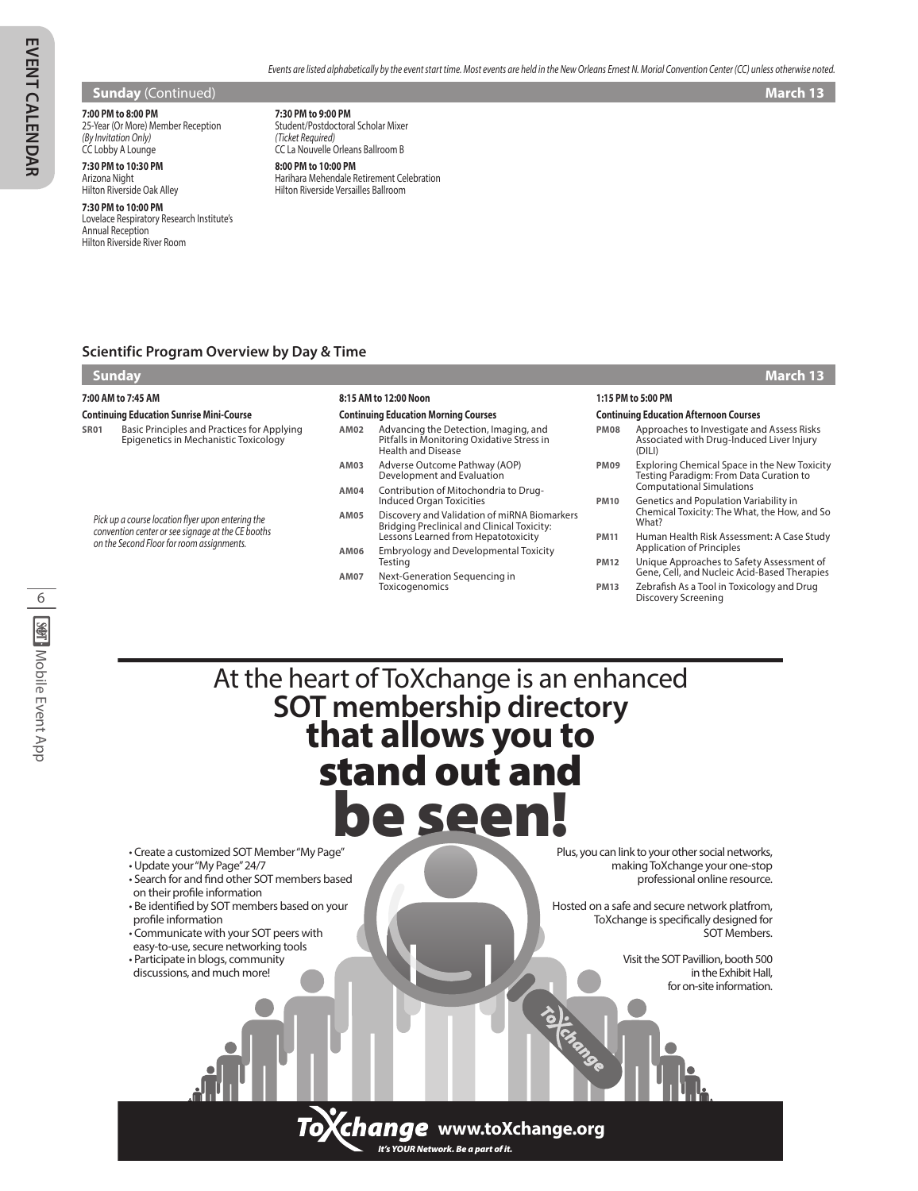*Events are listed alphabetically by the event start time. Most events are held in the New Orleans Ernest N. Morial Convention Center (CC) unless otherwise noted.*

## Sunday (Continued) — March 13

**7:00 PM to 8:00 PM**
25-Year (Or More) Member Reception
*(By Invitation Only)*
CC Lobby A Lounge

**7:30 PM to 10:30 PM**
Arizona Night
Hilton Riverside Oak Alley

**7:30 PM to 10:00 PM**
Lovelace Respiratory Research Institute's Annual Reception
Hilton Riverside River Room

**7:30 PM to 9:00 PM**
Student/Postdoctoral Scholar Mixer
*(Ticket Required)*
CC La Nouvelle Orleans Ballroom B

**8:00 PM to 10:00 PM**
Harihara Mehendale Retirement Celebration
Hilton Riverside Versailles Ballroom

## Scientific Program Overview by Day & Time

### Sunday — March 13

**7:00 AM to 7:45 AM**

**Continuing Education Sunrise Mini-Course**

**SR01** Basic Principles and Practices for Applying Epigenetics in Mechanistic Toxicology

*Pick up a course location flyer upon entering the convention center or see signage at the CE booths on the Second Floor for room assignments.*

**8:15 AM to 12:00 Noon**

**Continuing Education Morning Courses**

**AM02** Advancing the Detection, Imaging, and Pitfalls in Monitoring Oxidative Stress in Health and Disease

**AM03** Adverse Outcome Pathway (AOP) Development and Evaluation

**AM04** Contribution of Mitochondria to Drug-Induced Organ Toxicities

**AM05** Discovery and Validation of miRNA Biomarkers Bridging Preclinical and Clinical Toxicity: Lessons Learned from Hepatotoxicity

**AM06** Embryology and Developmental Toxicity Testing

**AM07** Next-Generation Sequencing in Toxicogenomics

**1:15 PM to 5:00 PM**

**Continuing Education Afternoon Courses**

**PM08** Approaches to Investigate and Assess Risks Associated with Drug-Induced Liver Injury (DILI)

**PM09** Exploring Chemical Space in the New Toxicity Testing Paradigm: From Data Curation to Computational Simulations

**PM10** Genetics and Population Variability in Chemical Toxicity: The What, the How, and So What?

**PM11** Human Health Risk Assessment: A Case Study Application of Principles

**PM12** Unique Approaches to Safety Assessment of Gene, Cell, and Nucleic Acid-Based Therapies

**PM13** Zebrafish As a Tool in Toxicology and Drug Discovery Screening

# At the heart of ToXchange is an enhanced SOT membership directory that allows you to stand out and be seen!

- Create a customized SOT Member "My Page"
- Update your "My Page" 24/7
- Search for and find other SOT members based on their profile information
- Be identified by SOT members based on your profile information
- Communicate with your SOT peers with easy-to-use, secure networking tools
- Participate in blogs, community discussions, and much more!

Plus, you can link to your other social networks, making ToXchange your one-stop professional online resource.

Hosted on a safe and secure network platfrom, ToXchange is specifically designed for SOT Members.

Visit the SOT Pavillion, booth 500 in the Exhibit Hall, for on-site information.

**ToXchange** www.toXchange.org
*It's YOUR Network. Be a part of it.*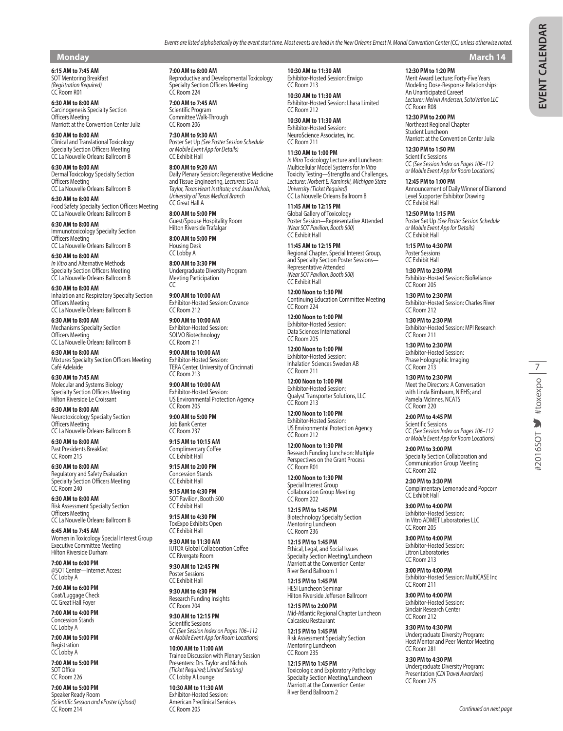*Events are listed alphabetically by the event start time. Most events are held in the New Orleans Ernest N. Morial Convention Center (CC) unless otherwise noted.*

## Monday — March 14

**6:15 AM to 7:45 AM**
SOT Mentoring Breakfast
*(Registration Required)*
CC Room R01

**6:30 AM to 8:00 AM**
Carcinogenesis Specialty Section Officers Meeting
Marriott at the Convention Center Julia

**6:30 AM to 8:00 AM**
Clinical and Translational Toxicology Specialty Section Officers Meeting
CC La Nouvelle Orleans Ballroom B

**6:30 AM to 8:00 AM**
Dermal Toxicology Specialty Section Officers Meeting
CC La Nouvelle Orleans Ballroom B

**6:30 AM to 8:00 AM**
Food Safety Specialty Section Officers Meeting
CC La Nouvelle Orleans Ballroom B

**6:30 AM to 8:00 AM**
Immunotoxicology Specialty Section Officers Meeting
CC La Nouvelle Orleans Ballroom B

**6:30 AM to 8:00 AM**
*In Vitro* and Alternative Methods Specialty Section Officers Meeting
CC La Nouvelle Orleans Ballroom B

**6:30 AM to 8:00 AM**
Inhalation and Respiratory Specialty Section Officers Meeting
CC La Nouvelle Orleans Ballroom B

**6:30 AM to 8:00 AM**
Mechanisms Specialty Section Officers Meeting
CC La Nouvelle Orleans Ballroom B

**6:30 AM to 8:00 AM**
Mixtures Specialty Section Officers Meeting
Café Adelaide

**6:30 AM to 7:45 AM**
Molecular and Systems Biology Specialty Section Officers Meeting
Hilton Riverside Le Croissant

**6:30 AM to 8:00 AM**
Neurotoxicology Specialty Section Officers Meeting
CC La Nouvelle Orleans Ballroom B

**6:30 AM to 8:00 AM**
Past Presidents Breakfast
CC Room 215

**6:30 AM to 8:00 AM**
Regulatory and Safety Evaluation Specialty Section Officers Meeting
CC Room 240

**6:30 AM to 8:00 AM**
Risk Assessment Specialty Section Officers Meeting
CC La Nouvelle Orleans Ballroom B

**6:45 AM to 7:45 AM**
Women in Toxicology Special Interest Group Executive Committee Meeting
Hilton Riverside Durham

**7:00 AM to 6:00 PM**
@SOT Center—Internet Access
CC Lobby A

**7:00 AM to 6:00 PM**
Coat/Luggage Check
CC Great Hall Foyer

**7:00 AM to 4:00 PM**
Concession Stands
CC Lobby A

**7:00 AM to 5:00 PM**
Registration
CC Lobby A

**7:00 AM to 5:00 PM**
SOT Office
CC Room 226

**7:00 AM to 5:00 PM**
Speaker Ready Room
*(Scientific Session and ePoster Upload)*
CC Room 214

**7:00 AM to 8:00 AM**
Reproductive and Developmental Toxicology Specialty Section Officers Meeting
CC Room 224

**7:00 AM to 7:45 AM**
Scientific Program Committee Walk-Through
CC Room 206

**7:30 AM to 9:30 AM**
Poster Set Up *(See Poster Session Schedule or Mobile Event App for Details)*
CC Exhibit Hall

**8:00 AM to 9:20 AM**
Daily Plenary Session: Regenerative Medicine and Tissue Engineering, *Lecturers: Doris Taylor, Texas Heart Institute; and Joan Nichols, University of Texas Medical Branch*
CC Great Hall A

**8:00 AM to 5:00 PM**
Guest/Spouse Hospitality Room
Hilton Riverside Trafalgar

**8:00 AM to 5:00 PM**
Housing Desk
CC Lobby A

**8:00 AM to 3:30 PM**
Undergraduate Diversity Program Meeting Participation
CC

**9:00 AM to 10:00 AM**
Exhibitor-Hosted Session: Covance
CC Room 212

**9:00 AM to 10:00 AM**
Exhibitor-Hosted Session: SOLVO Biotechnology
CC Room 211

**9:00 AM to 10:00 AM**
Exhibitor-Hosted Session: TERA Center, University of Cincinnati
CC Room 213

**9:00 AM to 10:00 AM**
Exhibitor-Hosted Session: US Environmental Protection Agency
CC Room 205

**9:00 AM to 5:00 PM**
Job Bank Center
CC Room 237

**9:15 AM to 10:15 AM**
Complimentary Coffee
CC Exhibit Hall

**9:15 AM to 2:00 PM**
Concession Stands
CC Exhibit Hall

**9:15 AM to 4:30 PM**
SOT Pavilion, Booth 500
CC Exhibit Hall

**9:15 AM to 4:30 PM**
ToxExpo Exhibits Open
CC Exhibit Hall

**9:30 AM to 11:30 AM**
IUTOX Global Collaboration Coffee
CC Rivergate Room

**9:30 AM to 12:45 PM**
Poster Sessions
CC Exhibit Hall

**9:30 AM to 4:30 PM**
Research Funding Insights
CC Room 204

**9:30 AM to 12:15 PM**
Scientific Sessions
CC *(See Session Index on Pages 106–112 or Mobile Event App for Room Locations)*

**10:00 AM to 11:00 AM**
Trainee Discussion with Plenary Session Presenters: Drs. Taylor and Nichols
*(Ticket Required; Limited Seating)*
CC Lobby A Lounge

**10:30 AM to 11:30 AM**
Exhibitor-Hosted Session: American Preclinical Services
CC Room 205

**10:30 AM to 11:30 AM**
Exhibitor-Hosted Session: Envigo
CC Room 213

**10:30 AM to 11:30 AM**
Exhibitor-Hosted Session: Lhasa Limited
CC Room 212

**10:30 AM to 11:30 AM**
Exhibitor-Hosted Session: NeuroScience Associates, Inc.
CC Room 211

**11:30 AM to 1:00 PM**
*In Vitro* Toxicology Lecture and Luncheon: Multicellular Model Systems for *In Vitro* Toxicity Testing—Strengths and Challenges, *Lecturer: Norbert E. Kaminski, Michigan State University (Ticket Required)*
CC La Nouvelle Orleans Ballroom B

**11:45 AM to 12:15 PM**
Global Gallery of Toxicology Poster Session—Representative Attended
*(Near SOT Pavilion, Booth 500)*
CC Exhibit Hall

**11:45 AM to 12:15 PM**
Regional Chapter, Special Interest Group, and Specialty Section Poster Sessions—Representative Attended
*(Near SOT Pavilion, Booth 500)*
CC Exhibit Hall

**12:00 Noon to 1:30 PM**
Continuing Education Committee Meeting
CC Room 224

**12:00 Noon to 1:00 PM**
Exhibitor-Hosted Session: Data Sciences International
CC Room 205

**12:00 Noon to 1:00 PM**
Exhibitor-Hosted Session: Inhalation Sciences Sweden AB
CC Room 211

**12:00 Noon to 1:00 PM**
Exhibitor-Hosted Session: Qualyst Transporter Solutions, LLC
CC Room 213

**12:00 Noon to 1:00 PM**
Exhibitor-Hosted Session: US Environmental Protection Agency
CC Room 212

**12:00 Noon to 1:30 PM**
Research Funding Luncheon: Multiple Perspectives on the Grant Process
CC Room R01

**12:00 Noon to 1:30 PM**
Special Interest Group Collaboration Group Meeting
CC Room 202

**12:15 PM to 1:45 PM**
Biotechnology Specialty Section Mentoring Luncheon
CC Room 236

**12:15 PM to 1:45 PM**
Ethical, Legal, and Social Issues Specialty Section Meeting/Luncheon
Marriott at the Convention Center River Bend Ballroom 1

**12:15 PM to 1:45 PM**
HESI Luncheon Seminar
Hilton Riverside Jefferson Ballroom

**12:15 PM to 2:00 PM**
Mid-Atlantic Regional Chapter Luncheon
Calcasieu Restaurant

**12:15 PM to 1:45 PM**
Risk Assessment Specialty Section Mentoring Luncheon
CC Room 235

**12:15 PM to 1:45 PM**
Toxicologic and Exploratory Pathology Specialty Section Meeting/Luncheon
Marriott at the Convention Center River Bend Ballroom 2

**12:30 PM to 1:20 PM**
Merit Award Lecture: Forty-Five Years Modeling Dose-Response Relationships: An Unanticipated Career!
*Lecturer: Melvin Andersen, ScitoVation LLC*
CC Room R08

**12:30 PM to 2:00 PM**
Northeast Regional Chapter Student Luncheon
Marriott at the Convention Center Julia

**12:30 PM to 1:50 PM**
Scientific Sessions
CC *(See Session Index on Pages 106–112 or Mobile Event App for Room Locations)*

**12:45 PM to 1:00 PM**
Announcement of Daily Winner of Diamond Level Supporter Exhibitor Drawing
CC Exhibit Hall

**12:50 PM to 1:15 PM**
Poster Set Up *(See Poster Session Schedule or Mobile Event App for Details)*
CC Exhibit Hall

**1:15 PM to 4:30 PM**
Poster Sessions
CC Exhibit Hall

**1:30 PM to 2:30 PM**
Exhibitor-Hosted Session: BioReliance
CC Room 205

**1:30 PM to 2:30 PM**
Exhibitor-Hosted Session: Charles River
CC Room 212

**1:30 PM to 2:30 PM**
Exhibitor-Hosted Session: MPI Research
CC Room 211

**1:30 PM to 2:30 PM**
Exhibitor-Hosted Session: Phase Holographic Imaging
CC Room 213

**1:30 PM to 2:30 PM**
Meet the Directors: A Conversation with Linda Birnbaum, NIEHS; and Pamela McInnes, NCATS
CC Room 220

**2:00 PM to 4:45 PM**
Scientific Sessions
CC *(See Session Index on Pages 106–112 or Mobile Event App for Room Locations)*

**2:00 PM to 3:00 PM**
Specialty Section Collaboration and Communication Group Meeting
CC Room 202

**2:30 PM to 3:30 PM**
Complimentary Lemonade and Popcorn
CC Exhibit Hall

**3:00 PM to 4:00 PM**
Exhibitor-Hosted Session: In Vitro ADMET Laboratories LLC
CC Room 205

**3:00 PM to 4:00 PM**
Exhibitor-Hosted Session: Litron Laboratories
CC Room 213

**3:00 PM to 4:00 PM**
Exhibitor-Hosted Session: MultiCASE Inc
CC Room 211

**3:00 PM to 4:00 PM**
Exhibitor-Hosted Session: Sinclair Research Center
CC Room 212

**3:30 PM to 4:30 PM**
Undergraduate Diversity Program: Host Mentor and Peer Mentor Meeting
CC Room 281

**3:30 PM to 4:30 PM**
Undergraduate Diversity Program: Presentation *(CDI Travel Awardees)*
CC Room 275

*Continued on next page*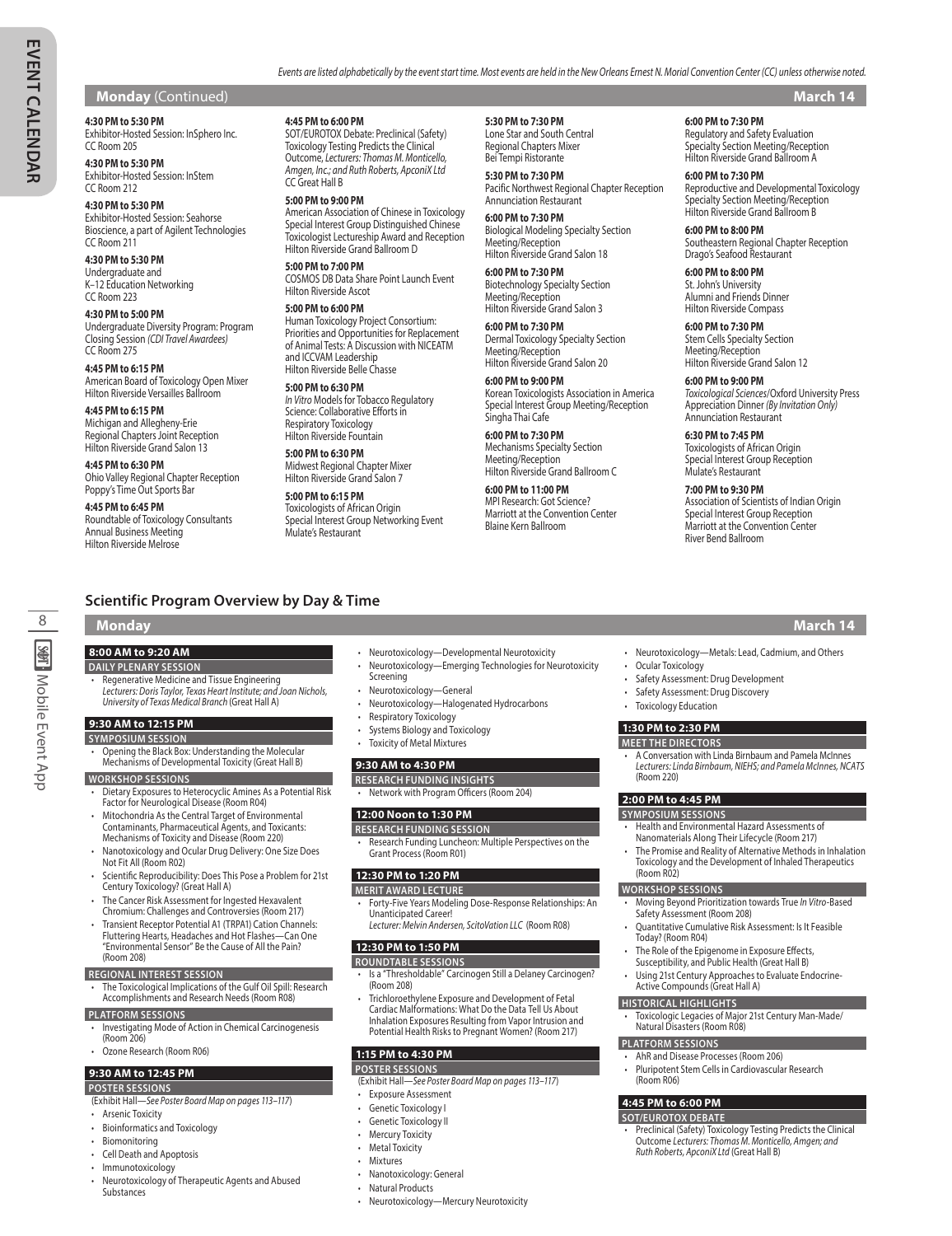*Events are listed alphabetically by the event start time. Most events are held in the New Orleans Ernest N. Morial Convention Center (CC) unless otherwise noted.*

## Monday (Continued) — March 14

**4:30 PM to 5:30 PM**
Exhibitor-Hosted Session: InSphero Inc.
CC Room 205

**4:30 PM to 5:30 PM**
Exhibitor-Hosted Session: InStem
CC Room 212

**4:30 PM to 5:30 PM**
Exhibitor-Hosted Session: Seahorse Bioscience, a part of Agilent Technologies
CC Room 211

**4:30 PM to 5:30 PM**
Undergraduate and K–12 Education Networking
CC Room 223

**4:30 PM to 5:00 PM**
Undergraduate Diversity Program: Program Closing Session *(CDI Travel Awardees)*
CC Room 275

**4:45 PM to 6:15 PM**
American Board of Toxicology Open Mixer
Hilton Riverside Versailles Ballroom

**4:45 PM to 6:15 PM**
Michigan and Allegheny-Erie Regional Chapters Joint Reception
Hilton Riverside Grand Salon 13

**4:45 PM to 6:30 PM**
Ohio Valley Regional Chapter Reception
Poppy's Time Out Sports Bar

**4:45 PM to 6:45 PM**
Roundtable of Toxicology Consultants Annual Business Meeting
Hilton Riverside Melrose

**4:45 PM to 6:00 PM**
SOT/EUROTOX Debate: Preclinical (Safety) Toxicology Testing Predicts the Clinical Outcome, *Lecturers: Thomas M. Monticello, Amgen, Inc.; and Ruth Roberts, ApconiX Ltd*
CC Great Hall B

**5:00 PM to 9:00 PM**
American Association of Chinese in Toxicology Special Interest Group Distinguished Chinese Toxicologist Lectureship Award and Reception
Hilton Riverside Grand Ballroom D

**5:00 PM to 7:00 PM**
COSMOS DB Data Share Point Launch Event
Hilton Riverside Ascot

**5:00 PM to 6:00 PM**
Human Toxicology Project Consortium: Priorities and Opportunities for Replacement of Animal Tests: A Discussion with NICEATM and ICCVAM Leadership
Hilton Riverside Belle Chasse

**5:00 PM to 6:30 PM**
*In Vitro* Models for Tobacco Regulatory Science: Collaborative Efforts in Respiratory Toxicology
Hilton Riverside Fountain

**5:00 PM to 6:30 PM**
Midwest Regional Chapter Mixer
Hilton Riverside Grand Salon 7

**5:00 PM to 6:15 PM**
Toxicologists of African Origin Special Interest Group Networking Event
Mulate's Restaurant

**5:30 PM to 7:30 PM**
Lone Star and South Central Regional Chapters Mixer
Bei Tempi Ristorante

**5:30 PM to 7:30 PM**
Pacific Northwest Regional Chapter Reception
Annunciation Restaurant

**6:00 PM to 7:30 PM**
Biological Modeling Specialty Section Meeting/Reception
Hilton Riverside Grand Salon 18

**6:00 PM to 7:30 PM**
Biotechnology Specialty Section Meeting/Reception
Hilton Riverside Grand Salon 3

**6:00 PM to 7:30 PM**
Dermal Toxicology Specialty Section Meeting/Reception
Hilton Riverside Grand Salon 20

**6:00 PM to 9:00 PM**
Korean Toxicologists Association in America Special Interest Group Meeting/Reception
Singha Thai Cafe

**6:00 PM to 7:30 PM**
Mechanisms Specialty Section Meeting/Reception
Hilton Riverside Grand Ballroom C

**6:00 PM to 11:00 PM**
MPI Research: Got Science?
Marriott at the Convention Center Blaine Kern Ballroom

**6:00 PM to 7:30 PM**
Regulatory and Safety Evaluation Specialty Section Meeting/Reception
Hilton Riverside Grand Ballroom A

**6:00 PM to 7:30 PM**
Reproductive and Developmental Toxicology Specialty Section Meeting/Reception
Hilton Riverside Grand Ballroom B

**6:00 PM to 8:00 PM**
Southeastern Regional Chapter Reception
Drago's Seafood Restaurant

**6:00 PM to 8:00 PM**
St. John's University Alumni and Friends Dinner
Hilton Riverside Compass

**6:00 PM to 7:30 PM**
Stem Cells Specialty Section Meeting/Reception
Hilton Riverside Grand Salon 12

**6:00 PM to 9:00 PM**
*Toxicological Sciences*/Oxford University Press Appreciation Dinner *(By Invitation Only)*
Annunciation Restaurant

**6:30 PM to 7:45 PM**
Toxicologists of African Origin Special Interest Group Reception
Mulate's Restaurant

**7:00 PM to 9:30 PM**
Association of Scientists of Indian Origin Special Interest Group Reception
Marriott at the Convention Center River Bend Ballroom

# Scientific Program Overview by Day & Time

## Monday — March 14

### 8:00 AM to 9:20 AM

**DAILY PLENARY SESSION**
- Regenerative Medicine and Tissue Engineering *Lecturers: Doris Taylor, Texas Heart Institute; and Joan Nichols, University of Texas Medical Branch* (Great Hall A)

### 9:30 AM to 12:15 PM

**SYMPOSIUM SESSION**
- Opening the Black Box: Understanding the Molecular Mechanisms of Developmental Toxicity (Great Hall B)

**WORKSHOP SESSIONS**
- Dietary Exposures to Heterocyclic Amines As a Potential Risk Factor for Neurological Disease (Room R04)
- Mitochondria As the Central Target of Environmental Contaminants, Pharmaceutical Agents, and Toxicants: Mechanisms of Toxicity and Disease (Room 220)
- Nanotoxicology and Ocular Drug Delivery: One Size Does Not Fit All (Room R02)
- Scientific Reproducibility: Does This Pose a Problem for 21st Century Toxicology? (Great Hall A)
- The Cancer Risk Assessment for Ingested Hexavalent Chromium: Challenges and Controversies (Room 217)
- Transient Receptor Potential A1 (TRPA1) Cation Channels: Fluttering Hearts, Headaches and Hot Flashes—Can One "Environmental Sensor" Be the Cause of All the Pain? (Room 208)

**REGIONAL INTEREST SESSION**
- The Toxicological Implications of the Gulf Oil Spill: Research Accomplishments and Research Needs (Room R08)

**PLATFORM SESSIONS**
- Investigating Mode of Action in Chemical Carcinogenesis (Room 206)
- Ozone Research (Room R06)

### 9:30 AM to 12:45 PM

**POSTER SESSIONS**
(Exhibit Hall—*See Poster Board Map on pages 113–117*)
- Arsenic Toxicity
- Bioinformatics and Toxicology
- Biomonitoring
- Cell Death and Apoptosis
- Immunotoxicology
- Neurotoxicology of Therapeutic Agents and Abused Substances
- Neurotoxicology—Developmental Neurotoxicity
- Neurotoxicology—Emerging Technologies for Neurotoxicity Screening
- Neurotoxicology—General
- Neurotoxicology—Halogenated Hydrocarbons
- Respiratory Toxicology
- Systems Biology and Toxicology
- Toxicity of Metal Mixtures

### 9:30 AM to 4:30 PM

**RESEARCH FUNDING INSIGHTS**
- Network with Program Officers (Room 204)

### 12:00 Noon to 1:30 PM

**RESEARCH FUNDING SESSION**
- Research Funding Luncheon: Multiple Perspectives on the Grant Process (Room R01)

### 12:30 PM to 1:20 PM

**MERIT AWARD LECTURE**
- Forty-Five Years Modeling Dose-Response Relationships: An Unanticipated Career! *Lecturer: Melvin Andersen, ScitoVation LLC* (Room R08)

### 12:30 PM to 1:50 PM

**ROUNDTABLE SESSIONS**
- Is a "Thresholdable" Carcinogen Still a Delaney Carcinogen? (Room 208)
- Trichloroethylene Exposure and Development of Fetal Cardiac Malformations: What Do the Data Tell Us About Inhalation Exposures Resulting from Vapor Intrusion and Potential Health Risks to Pregnant Women? (Room 217)

### 1:15 PM to 4:30 PM

**POSTER SESSIONS**
(Exhibit Hall—*See Poster Board Map on pages 113–117*)
- Exposure Assessment
- Genetic Toxicology I
- Genetic Toxicology II
- Mercury Toxicity
- Metal Toxicity
- Mixtures
- Nanotoxicology: General
- Natural Products
- Neurotoxicology—Mercury Neurotoxicity
- Neurotoxicology—Metals: Lead, Cadmium, and Others
- Ocular Toxicology
- Safety Assessment: Drug Development
- Safety Assessment: Drug Discovery
- Toxicology Education

### 1:30 PM to 2:30 PM

**MEET THE DIRECTORS**
- A Conversation with Linda Birnbaum and Pamela McInnes *Lecturers: Linda Birnbaum, NIEHS; and Pamela McInnes, NCATS* (Room 220)

### 2:00 PM to 4:45 PM

**SYMPOSIUM SESSIONS**
- Health and Environmental Hazard Assessments of Nanomaterials Along Their Lifecycle (Room 217)
- The Promise and Reality of Alternative Methods in Inhalation Toxicology and the Development of Inhaled Therapeutics (Room R02)

**WORKSHOP SESSIONS**
- Moving Beyond Prioritization towards True *In Vitro*-Based Safety Assessment (Room 208)
- Quantitative Cumulative Risk Assessment: Is It Feasible Today? (Room R04)
- The Role of the Epigenome in Exposure Effects, Susceptibility, and Public Health (Great Hall B)
- Using 21st Century Approaches to Evaluate Endocrine-Active Compounds (Great Hall A)

**HISTORICAL HIGHLIGHTS**
- Toxicologic Legacies of Major 21st Century Man-Made/Natural Disasters (Room R08)

**PLATFORM SESSIONS**
- AhR and Disease Processes (Room 206)
- Pluripotent Stem Cells in Cardiovascular Research (Room R06)

### 4:45 PM to 6:00 PM

**SOT/EUROTOX DEBATE**
- Preclinical (Safety) Toxicology Testing Predicts the Clinical Outcome *Lecturers: Thomas M. Monticello, Amgen; and Ruth Roberts, ApconiX Ltd* (Great Hall B)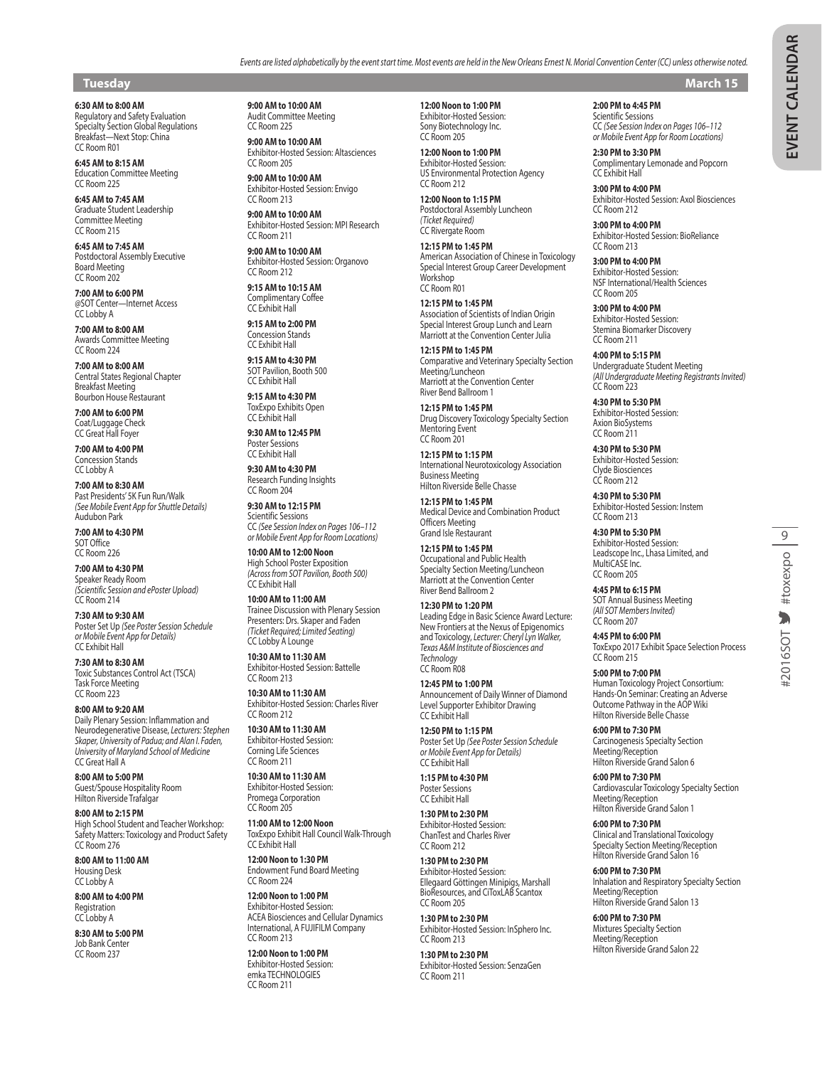*Events are listed alphabetically by the event start time. Most events are held in the New Orleans Ernest N. Morial Convention Center (CC) unless otherwise noted.*

## Tuesday — March 15

**6:30 AM to 8:00 AM**
Regulatory and Safety Evaluation Specialty Section Global Regulations Breakfast—Next Stop: China
CC Room R01

**6:45 AM to 8:15 AM**
Education Committee Meeting
CC Room 225

**6:45 AM to 7:45 AM**
Graduate Student Leadership Committee Meeting
CC Room 215

**6:45 AM to 7:45 AM**
Postdoctoral Assembly Executive Board Meeting
CC Room 202

**7:00 AM to 6:00 PM**
@SOT Center—Internet Access
CC Lobby A

**7:00 AM to 8:00 AM**
Awards Committee Meeting
CC Room 224

**7:00 AM to 8:00 AM**
Central States Regional Chapter Breakfast Meeting
Bourbon House Restaurant

**7:00 AM to 6:00 PM**
Coat/Luggage Check
CC Great Hall Foyer

**7:00 AM to 4:00 PM**
Concession Stands
CC Lobby A

**7:00 AM to 8:30 AM**
Past Presidents' 5K Fun Run/Walk
*(See Mobile Event App for Shuttle Details)*
Audubon Park

**7:00 AM to 4:30 PM**
SOT Office
CC Room 226

**7:00 AM to 4:30 PM**
Speaker Ready Room
*(Scientific Session and ePoster Upload)*
CC Room 214

**7:30 AM to 9:30 AM**
Poster Set Up *(See Poster Session Schedule or Mobile Event App for Details)*
CC Exhibit Hall

**7:30 AM to 8:30 AM**
Toxic Substances Control Act (TSCA) Task Force Meeting
CC Room 223

**8:00 AM to 9:20 AM**
Daily Plenary Session: Inflammation and Neurodegenerative Disease, *Lecturers: Stephen Skaper, University of Padua; and Alan I. Faden, University of Maryland School of Medicine*
CC Great Hall A

**8:00 AM to 5:00 PM**
Guest/Spouse Hospitality Room
Hilton Riverside Trafalgar

**8:00 AM to 2:15 PM**
High School Student and Teacher Workshop: Safety Matters: Toxicology and Product Safety
CC Room 276

**8:00 AM to 11:00 AM**
Housing Desk
CC Lobby A

**8:00 AM to 4:00 PM**
Registration
CC Lobby A

**8:30 AM to 5:00 PM**
Job Bank Center
CC Room 237

**9:00 AM to 10:00 AM**
Audit Committee Meeting
CC Room 225

**9:00 AM to 10:00 AM**
Exhibitor-Hosted Session: Altasciences
CC Room 205

**9:00 AM to 10:00 AM**
Exhibitor-Hosted Session: Envigo
CC Room 213

**9:00 AM to 10:00 AM**
Exhibitor-Hosted Session: MPI Research
CC Room 211

**9:00 AM to 10:00 AM**
Exhibitor-Hosted Session: Organovo
CC Room 212

**9:15 AM to 10:15 AM**
Complimentary Coffee
CC Exhibit Hall

**9:15 AM to 2:00 PM**
Concession Stands
CC Exhibit Hall

**9:15 AM to 4:30 PM**
SOT Pavilion, Booth 500
CC Exhibit Hall

**9:15 AM to 4:30 PM**
ToxExpo Exhibits Open
CC Exhibit Hall

**9:30 AM to 12:45 PM**
Poster Sessions
CC Exhibit Hall

**9:30 AM to 4:30 PM**
Research Funding Insights
CC Room 204

**9:30 AM to 12:15 PM**
Scientific Sessions
CC *(See Session Index on Pages 106–112 or Mobile Event App for Room Locations)*

**10:00 AM to 12:00 Noon**
High School Poster Exposition
*(Across from SOT Pavilion, Booth 500)*
CC Exhibit Hall

**10:00 AM to 11:00 AM**
Trainee Discussion with Plenary Session Presenters: Drs. Skaper and Faden
*(Ticket Required; Limited Seating)*
CC Lobby A Lounge

**10:30 AM to 11:30 AM**
Exhibitor-Hosted Session: Battelle
CC Room 213

**10:30 AM to 11:30 AM**
Exhibitor-Hosted Session: Charles River
CC Room 212

**10:30 AM to 11:30 AM**
Exhibitor-Hosted Session: Corning Life Sciences
CC Room 211

**10:30 AM to 11:30 AM**
Exhibitor-Hosted Session: Promega Corporation
CC Room 205

**11:00 AM to 12:00 Noon**
ToxExpo Exhibit Hall Council Walk-Through
CC Exhibit Hall

**12:00 Noon to 1:30 PM**
Endowment Fund Board Meeting
CC Room 224

**12:00 Noon to 1:00 PM**
Exhibitor-Hosted Session: ACEA Biosciences and Cellular Dynamics International, A FUJIFILM Company
CC Room 213

**12:00 Noon to 1:00 PM**
Exhibitor-Hosted Session: emka TECHNOLOGIES
CC Room 211

**12:00 Noon to 1:00 PM**
Exhibitor-Hosted Session: Sony Biotechnology Inc.
CC Room 205

**12:00 Noon to 1:00 PM**
Exhibitor-Hosted Session: US Environmental Protection Agency
CC Room 212

**12:00 Noon to 1:15 PM**
Postdoctoral Assembly Luncheon
*(Ticket Required)*
CC Rivergate Room

**12:15 PM to 1:45 PM**
American Association of Chinese in Toxicology Special Interest Group Career Development Workshop
CC Room R01

**12:15 PM to 1:45 PM**
Association of Scientists of Indian Origin Special Interest Group Lunch and Learn
Marriott at the Convention Center Julia

**12:15 PM to 1:45 PM**
Comparative and Veterinary Specialty Section Meeting/Luncheon
Marriott at the Convention Center River Bend Ballroom 1

**12:15 PM to 1:45 PM**
Drug Discovery Toxicology Specialty Section Mentoring Event
CC Room 201

**12:15 PM to 1:15 PM**
International Neurotoxicology Association Business Meeting
Hilton Riverside Belle Chasse

**12:15 PM to 1:45 PM**
Medical Device and Combination Product Officers Meeting
Grand Isle Restaurant

**12:15 PM to 1:45 PM**
Occupational and Public Health Specialty Section Meeting/Luncheon
Marriott at the Convention Center River Bend Ballroom 2

**12:30 PM to 1:20 PM**
Leading Edge in Basic Science Award Lecture: New Frontiers at the Nexus of Epigenomics and Toxicology, *Lecturer: Cheryl Lyn Walker, Texas A&M Institute of Biosciences and Technology*
CC Room R08

**12:45 PM to 1:00 PM**
Announcement of Daily Winner of Diamond Level Supporter Exhibitor Drawing
CC Exhibit Hall

**12:50 PM to 1:15 PM**
Poster Set Up *(See Poster Session Schedule or Mobile Event App for Details)*
CC Exhibit Hall

**1:15 PM to 4:30 PM**
Poster Sessions
CC Exhibit Hall

**1:30 PM to 2:30 PM**
Exhibitor-Hosted Session: ChanTest and Charles River
CC Room 212

**1:30 PM to 2:30 PM**
Exhibitor-Hosted Session: Ellegaard Göttingen Minipigs, Marshall BioResources, and CiToxLAB Scantox
CC Room 205

**1:30 PM to 2:30 PM**
Exhibitor-Hosted Session: InSphero Inc.
CC Room 213

**1:30 PM to 2:30 PM**
Exhibitor-Hosted Session: SenzaGen
CC Room 211

**2:00 PM to 4:45 PM**
Scientific Sessions
CC *(See Session Index on Pages 106–112 or Mobile Event App for Room Locations)*

**2:30 PM to 3:30 PM**
Complimentary Lemonade and Popcorn
CC Exhibit Hall

**3:00 PM to 4:00 PM**
Exhibitor-Hosted Session: Axol Biosciences
CC Room 212

**3:00 PM to 4:00 PM**
Exhibitor-Hosted Session: BioReliance
CC Room 213

**3:00 PM to 4:00 PM**
Exhibitor-Hosted Session: NSF International/Health Sciences
CC Room 205

**3:00 PM to 4:00 PM**
Exhibitor-Hosted Session: Stemina Biomarker Discovery
CC Room 211

**4:00 PM to 5:15 PM**
Undergraduate Student Meeting
*(All Undergraduate Meeting Registrants Invited)*
CC Room 223

**4:30 PM to 5:30 PM**
Exhibitor-Hosted Session: Axion BioSystems
CC Room 211

**4:30 PM to 5:30 PM**
Exhibitor-Hosted Session: Clyde Biosciences
CC Room 212

**4:30 PM to 5:30 PM**
Exhibitor-Hosted Session: Instem
CC Room 213

**4:30 PM to 5:30 PM**
Exhibitor-Hosted Session: Leadscope Inc., Lhasa Limited, and MultiCASE Inc.
CC Room 205

**4:45 PM to 6:15 PM**
SOT Annual Business Meeting
*(All SOT Members Invited)*
CC Room 207

**4:45 PM to 6:00 PM**
ToxExpo 2017 Exhibit Space Selection Process
CC Room 215

**5:00 PM to 7:00 PM**
Human Toxicology Project Consortium: Hands-On Seminar: Creating an Adverse Outcome Pathway in the AOP Wiki
Hilton Riverside Belle Chasse

**6:00 PM to 7:30 PM**
Carcinogenesis Specialty Section Meeting/Reception
Hilton Riverside Grand Salon 6

**6:00 PM to 7:30 PM**
Cardiovascular Toxicology Specialty Section Meeting/Reception
Hilton Riverside Grand Salon 1

**6:00 PM to 7:30 PM**
Clinical and Translational Toxicology Specialty Section Meeting/Reception
Hilton Riverside Grand Salon 16

**6:00 PM to 7:30 PM**
Inhalation and Respiratory Specialty Section Meeting/Reception
Hilton Riverside Grand Salon 13

**6:00 PM to 7:30 PM**
Mixtures Specialty Section Meeting/Reception
Hilton Riverside Grand Salon 22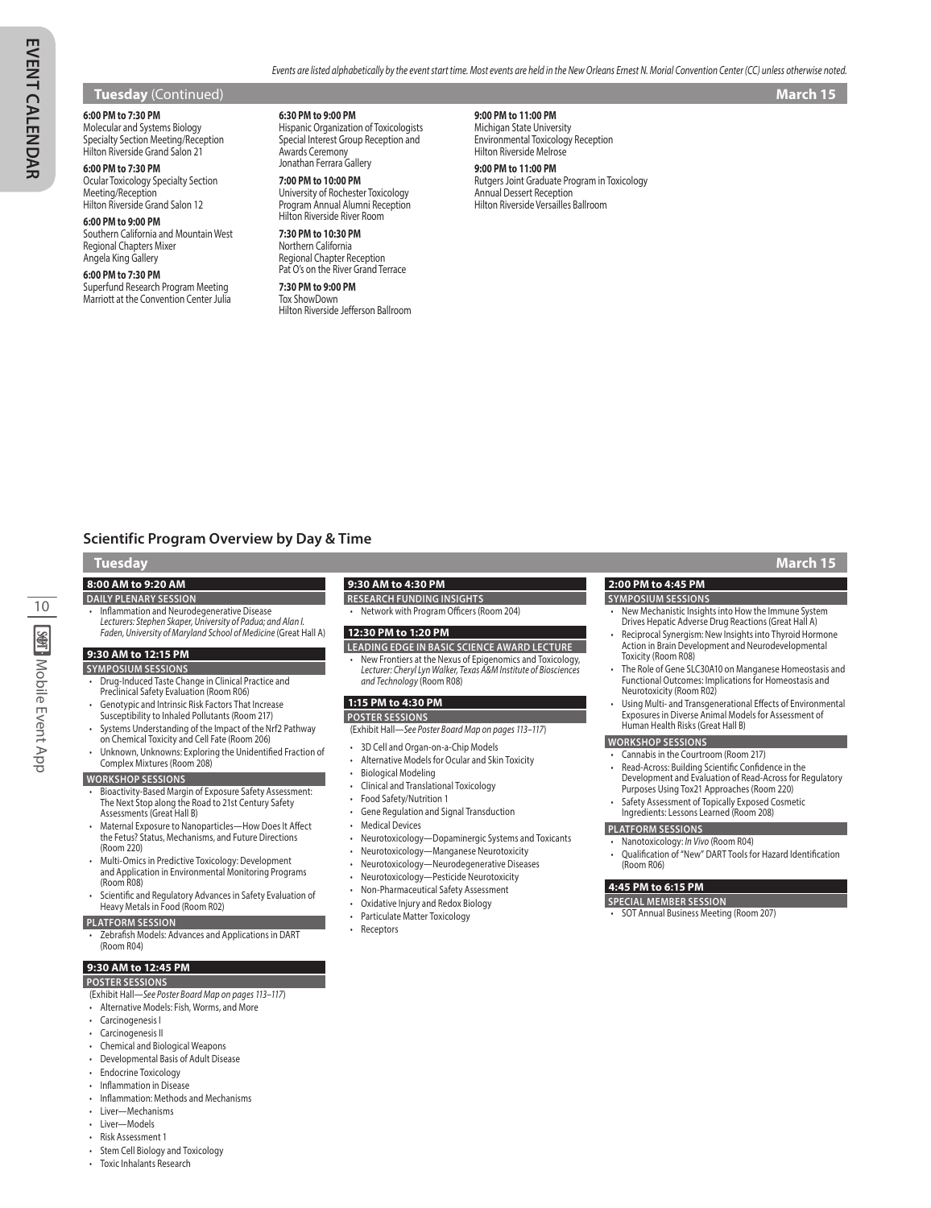*Events are listed alphabetically by the event start time. Most events are held in the New Orleans Ernest N. Morial Convention Center (CC) unless otherwise noted.*

## Tuesday (Continued) — March 15

**6:00 PM to 7:30 PM**
Molecular and Systems Biology Specialty Section Meeting/Reception
Hilton Riverside Grand Salon 21

**6:00 PM to 7:30 PM**
Ocular Toxicology Specialty Section Meeting/Reception
Hilton Riverside Grand Salon 12

**6:00 PM to 9:00 PM**
Southern California and Mountain West Regional Chapters Mixer
Angela King Gallery

**6:00 PM to 7:30 PM**
Superfund Research Program Meeting
Marriott at the Convention Center Julia

**6:30 PM to 9:00 PM**
Hispanic Organization of Toxicologists Special Interest Group Reception and Awards Ceremony
Jonathan Ferrara Gallery

**7:00 PM to 10:00 PM**
University of Rochester Toxicology Program Annual Alumni Reception
Hilton Riverside River Room

**7:30 PM to 10:30 PM**
Northern California Regional Chapter Reception
Pat O's on the River Grand Terrace

**7:30 PM to 9:00 PM**
Tox ShowDown
Hilton Riverside Jefferson Ballroom

**9:00 PM to 11:00 PM**
Michigan State University Environmental Toxicology Reception
Hilton Riverside Melrose

**9:00 PM to 11:00 PM**
Rutgers Joint Graduate Program in Toxicology Annual Dessert Reception
Hilton Riverside Versailles Ballroom

# Scientific Program Overview by Day & Time

## Tuesday — March 15

### 8:00 AM to 9:20 AM

**DAILY PLENARY SESSION**

- Inflammation and Neurodegenerative Disease *Lecturers: Stephen Skaper, University of Padua; and Alan I. Faden, University of Maryland School of Medicine* (Great Hall A)

### 9:30 AM to 12:15 PM

**SYMPOSIUM SESSIONS**

- Drug-Induced Taste Change in Clinical Practice and Preclinical Safety Evaluation (Room R06)
- Genotypic and Intrinsic Risk Factors That Increase Susceptibility to Inhaled Pollutants (Room 217)
- Systems Understanding of the Impact of the Nrf2 Pathway on Chemical Toxicity and Cell Fate (Room 206)
- Unknown, Unknowns: Exploring the Unidentified Fraction of Complex Mixtures (Room 208)

**WORKSHOP SESSIONS**

- Bioactivity-Based Margin of Exposure Safety Assessment: The Next Stop along the Road to 21st Century Safety Assessments (Great Hall B)
- Maternal Exposure to Nanoparticles—How Does It Affect the Fetus? Status, Mechanisms, and Future Directions (Room 220)
- Multi-Omics in Predictive Toxicology: Development and Application in Environmental Monitoring Programs (Room R08)
- Scientific and Regulatory Advances in Safety Evaluation of Heavy Metals in Food (Room R02)

**PLATFORM SESSION**

- Zebrafish Models: Advances and Applications in DART (Room R04)

### 9:30 AM to 12:45 PM

**POSTER SESSIONS**

(Exhibit Hall—*See Poster Board Map on pages 113–117*)

- Alternative Models: Fish, Worms, and More
- Carcinogenesis I
- Carcinogenesis II
- Chemical and Biological Weapons
- Developmental Basis of Adult Disease
- Endocrine Toxicology
- Inflammation in Disease
- Inflammation: Methods and Mechanisms
- Liver—Mechanisms
- Liver—Models
- Risk Assessment 1
- Stem Cell Biology and Toxicology
- Toxic Inhalants Research

### 9:30 AM to 4:30 PM

**RESEARCH FUNDING INSIGHTS**

- Network with Program Officers (Room 204)

### 12:30 PM to 1:20 PM

**LEADING EDGE IN BASIC SCIENCE AWARD LECTURE**

- New Frontiers at the Nexus of Epigenomics and Toxicology, *Lecturer: Cheryl Lyn Walker, Texas A&M Institute of Biosciences and Technology* (Room R08)

### 1:15 PM to 4:30 PM

**POSTER SESSIONS**

(Exhibit Hall—*See Poster Board Map on pages 113–117*)

- 3D Cell and Organ-on-a-Chip Models
- Alternative Models for Ocular and Skin Toxicity
- Biological Modeling
- Clinical and Translational Toxicology
- Food Safety/Nutrition 1
- Gene Regulation and Signal Transduction
- Medical Devices
- Neurotoxicology—Dopaminergic Systems and Toxicants
- Neurotoxicology—Manganese Neurotoxicity
- Neurotoxicology—Neurodegenerative Diseases
- Neurotoxicology—Pesticide Neurotoxicity
- Non-Pharmaceutical Safety Assessment
- Oxidative Injury and Redox Biology
- Particulate Matter Toxicology
- Receptors

### 2:00 PM to 4:45 PM

**SYMPOSIUM SESSIONS**

- New Mechanistic Insights into How the Immune System Drives Hepatic Adverse Drug Reactions (Great Hall A)
- Reciprocal Synergism: New Insights into Thyroid Hormone Action in Brain Development and Neurodevelopmental Toxicity (Room R08)
- The Role of Gene SLC30A10 on Manganese Homeostasis and Functional Outcomes: Implications for Homeostasis and Neurotoxicity (Room R02)
- Using Multi- and Transgenerational Effects of Environmental Exposures in Diverse Animal Models for Assessment of Human Health Risks (Great Hall B)

**WORKSHOP SESSIONS**

- Cannabis in the Courtroom (Room 217)
- Read-Across: Building Scientific Confidence in the Development and Evaluation of Read-Across for Regulatory Purposes Using Tox21 Approaches (Room 220)
- Safety Assessment of Topically Exposed Cosmetic Ingredients: Lessons Learned (Room 208)

**PLATFORM SESSIONS**

- Nanotoxicology: *In Vivo* (Room R04)
- Qualification of "New" DART Tools for Hazard Identification (Room R06)

### 4:45 PM to 6:15 PM

**SPECIAL MEMBER SESSION**

- SOT Annual Business Meeting (Room 207)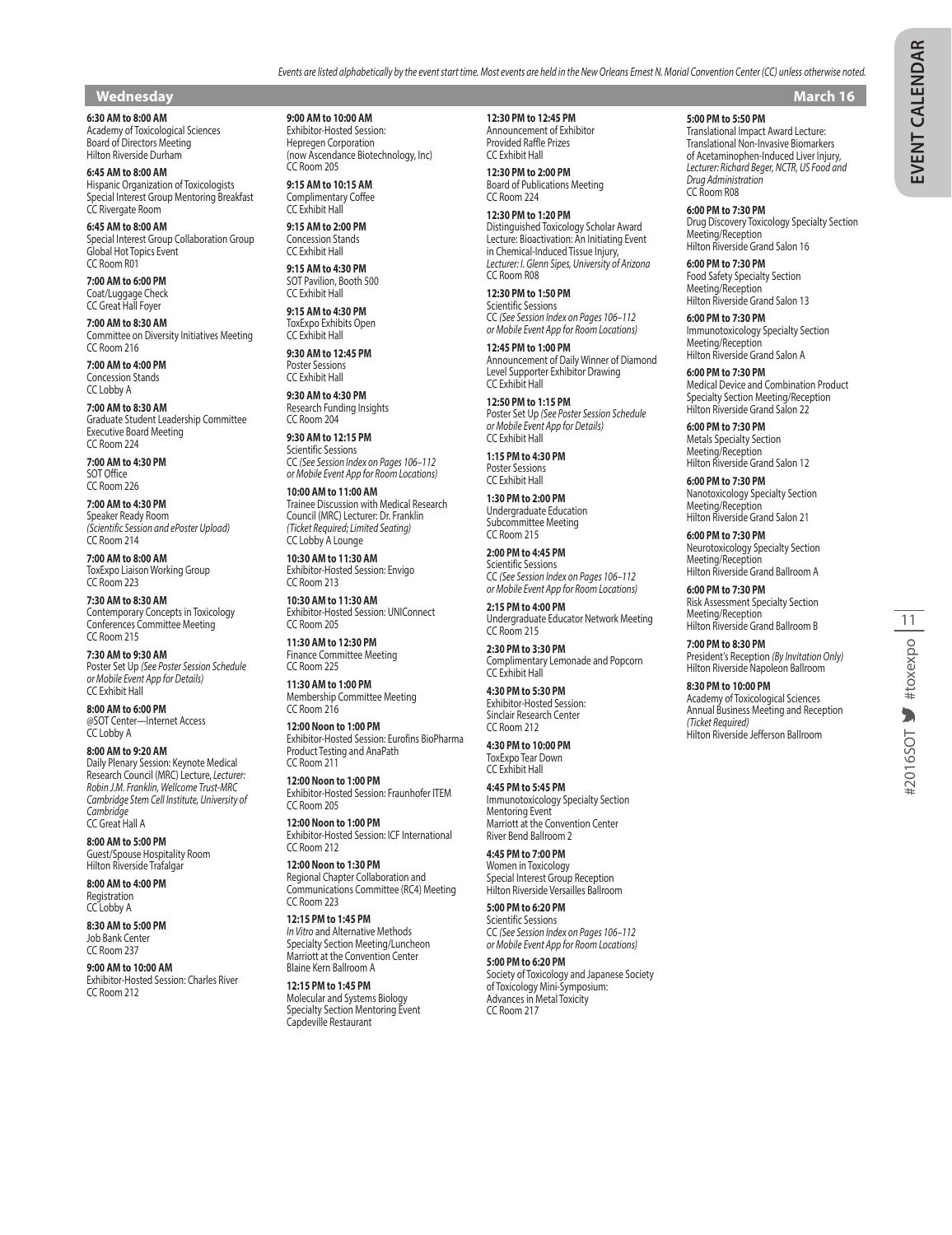*Events are listed alphabetically by the event start time. Most events are held in the New Orleans Ernest N. Morial Convention Center (CC) unless otherwise noted.*

## Wednesday — March 16

**6:30 AM to 8:00 AM**
Academy of Toxicological Sciences
Board of Directors Meeting
Hilton Riverside Durham

**6:45 AM to 8:00 AM**
Hispanic Organization of Toxicologists
Special Interest Group Mentoring Breakfast
CC Rivergate Room

**6:45 AM to 8:00 AM**
Special Interest Group Collaboration Group
Global Hot Topics Event
CC Room R01

**7:00 AM to 6:00 PM**
Coat/Luggage Check
CC Great Hall Foyer

**7:00 AM to 8:30 AM**
Committee on Diversity Initiatives Meeting
CC Room 216

**7:00 AM to 4:00 PM**
Concession Stands
CC Lobby A

**7:00 AM to 8:30 AM**
Graduate Student Leadership Committee
Executive Board Meeting
CC Room 224

**7:00 AM to 4:30 PM**
SOT Office
CC Room 226

**7:00 AM to 4:30 PM**
Speaker Ready Room
*(Scientific Session and ePoster Upload)*
CC Room 214

**7:00 AM to 8:00 AM**
ToxExpo Liaison Working Group
CC Room 223

**7:30 AM to 8:30 AM**
Contemporary Concepts in Toxicology
Conferences Committee Meeting
CC Room 215

**7:30 AM to 9:30 AM**
Poster Set Up *(See Poster Session Schedule or Mobile Event App for Details)*
CC Exhibit Hall

**8:00 AM to 6:00 PM**
@SOT Center—Internet Access
CC Lobby A

**8:00 AM to 9:20 AM**
Daily Plenary Session: Keynote Medical Research Council (MRC) Lecture, *Lecturer: Robin J.M. Franklin, Wellcome Trust-MRC Cambridge Stem Cell Institute, University of Cambridge*
CC Great Hall A

**8:00 AM to 5:00 PM**
Guest/Spouse Hospitality Room
Hilton Riverside Trafalgar

**8:00 AM to 4:00 PM**
Registration
CC Lobby A

**8:30 AM to 5:00 PM**
Job Bank Center
CC Room 237

**9:00 AM to 10:00 AM**
Exhibitor-Hosted Session: Charles River
CC Room 212

**9:00 AM to 10:00 AM**
Exhibitor-Hosted Session:
Hepregen Corporation
(now Ascendance Biotechnology, Inc)
CC Room 205

**9:15 AM to 10:15 AM**
Complimentary Coffee
CC Exhibit Hall

**9:15 AM to 2:00 PM**
Concession Stands
CC Exhibit Hall

**9:15 AM to 4:30 PM**
SOT Pavilion, Booth 500
CC Exhibit Hall

**9:15 AM to 4:30 PM**
ToxExpo Exhibits Open
CC Exhibit Hall

**9:30 AM to 12:45 PM**
Poster Sessions
CC Exhibit Hall

**9:30 AM to 4:30 PM**
Research Funding Insights
CC Room 204

**9:30 AM to 12:15 PM**
Scientific Sessions
CC *(See Session Index on Pages 106–112 or Mobile Event App for Room Locations)*

**10:00 AM to 11:00 AM**
Trainee Discussion with Medical Research Council (MRC) Lecturer: Dr. Franklin
*(Ticket Required; Limited Seating)*
CC Lobby A Lounge

**10:30 AM to 11:30 AM**
Exhibitor-Hosted Session: Envigo
CC Room 213

**10:30 AM to 11:30 AM**
Exhibitor-Hosted Session: UNIConnect
CC Room 205

**11:30 AM to 12:30 PM**
Finance Committee Meeting
CC Room 225

**11:30 AM to 1:00 PM**
Membership Committee Meeting
CC Room 216

**12:00 Noon to 1:00 PM**
Exhibitor-Hosted Session: Eurofins BioPharma Product Testing and AnaPath
CC Room 211

**12:00 Noon to 1:00 PM**
Exhibitor-Hosted Session: Fraunhofer ITEM
CC Room 205

**12:00 Noon to 1:00 PM**
Exhibitor-Hosted Session: ICF International
CC Room 212

**12:00 Noon to 1:30 PM**
Regional Chapter Collaboration and Communications Committee (RC4) Meeting
CC Room 223

**12:15 PM to 1:45 PM**
*In Vitro* and Alternative Methods
Specialty Section Meeting/Luncheon
Marriott at the Convention Center
Blaine Kern Ballroom A

**12:15 PM to 1:45 PM**
Molecular and Systems Biology
Specialty Section Mentoring Event
Capdeville Restaurant

**12:30 PM to 12:45 PM**
Announcement of Exhibitor
Provided Raffle Prizes
CC Exhibit Hall

**12:30 PM to 2:00 PM**
Board of Publications Meeting
CC Room 224

**12:30 PM to 1:20 PM**
Distinguished Toxicology Scholar Award Lecture: Bioactivation: An Initiating Event in Chemical-Induced Tissue Injury, *Lecturer: I. Glenn Sipes, University of Arizona*
CC Room R08

**12:30 PM to 1:50 PM**
Scientific Sessions
CC *(See Session Index on Pages 106–112 or Mobile Event App for Room Locations)*

**12:45 PM to 1:00 PM**
Announcement of Daily Winner of Diamond Level Supporter Exhibitor Drawing
CC Exhibit Hall

**12:50 PM to 1:15 PM**
Poster Set Up *(See Poster Session Schedule or Mobile Event App for Details)*
CC Exhibit Hall

**1:15 PM to 4:30 PM**
Poster Sessions
CC Exhibit Hall

**1:30 PM to 2:00 PM**
Undergraduate Education
Subcommittee Meeting
CC Room 215

**2:00 PM to 4:45 PM**
Scientific Sessions
CC *(See Session Index on Pages 106–112 or Mobile Event App for Room Locations)*

**2:15 PM to 4:00 PM**
Undergraduate Educator Network Meeting
CC Room 215

**2:30 PM to 3:30 PM**
Complimentary Lemonade and Popcorn
CC Exhibit Hall

**4:30 PM to 5:30 PM**
Exhibitor-Hosted Session:
Sinclair Research Center
CC Room 212

**4:30 PM to 10:00 PM**
ToxExpo Tear Down
CC Exhibit Hall

**4:45 PM to 5:45 PM**
Immunotoxicology Specialty Section
Mentoring Event
Marriott at the Convention Center
River Bend Ballroom 2

**4:45 PM to 7:00 PM**
Women in Toxicology
Special Interest Group Reception
Hilton Riverside Versailles Ballroom

**5:00 PM to 6:20 PM**
Scientific Sessions
CC *(See Session Index on Pages 106–112 or Mobile Event App for Room Locations)*

**5:00 PM to 6:20 PM**
Society of Toxicology and Japanese Society of Toxicology Mini-Symposium:
Advances in Metal Toxicity
CC Room 217

**5:00 PM to 5:50 PM**
Translational Impact Award Lecture:
Translational Non-Invasive Biomarkers of Acetaminophen-Induced Liver Injury, *Lecturer: Richard Beger, NCTR, US Food and Drug Administration*
CC Room R08

**6:00 PM to 7:30 PM**
Drug Discovery Toxicology Specialty Section Meeting/Reception
Hilton Riverside Grand Salon 16

**6:00 PM to 7:30 PM**
Food Safety Specialty Section
Meeting/Reception
Hilton Riverside Grand Salon 13

**6:00 PM to 7:30 PM**
Immunotoxicology Specialty Section
Meeting/Reception
Hilton Riverside Grand Salon A

**6:00 PM to 7:30 PM**
Medical Device and Combination Product Specialty Section Meeting/Reception
Hilton Riverside Grand Salon 22

**6:00 PM to 7:30 PM**
Metals Specialty Section
Meeting/Reception
Hilton Riverside Grand Salon 12

**6:00 PM to 7:30 PM**
Nanotoxicology Specialty Section
Meeting/Reception
Hilton Riverside Grand Salon 21

**6:00 PM to 7:30 PM**
Neurotoxicology Specialty Section
Meeting/Reception
Hilton Riverside Grand Ballroom A

**6:00 PM to 7:30 PM**
Risk Assessment Specialty Section
Meeting/Reception
Hilton Riverside Grand Ballroom B

**7:00 PM to 8:30 PM**
President's Reception *(By Invitation Only)*
Hilton Riverside Napoleon Ballroom

**8:30 PM to 10:00 PM**
Academy of Toxicological Sciences
Annual Business Meeting and Reception
*(Ticket Required)*
Hilton Riverside Jefferson Ballroom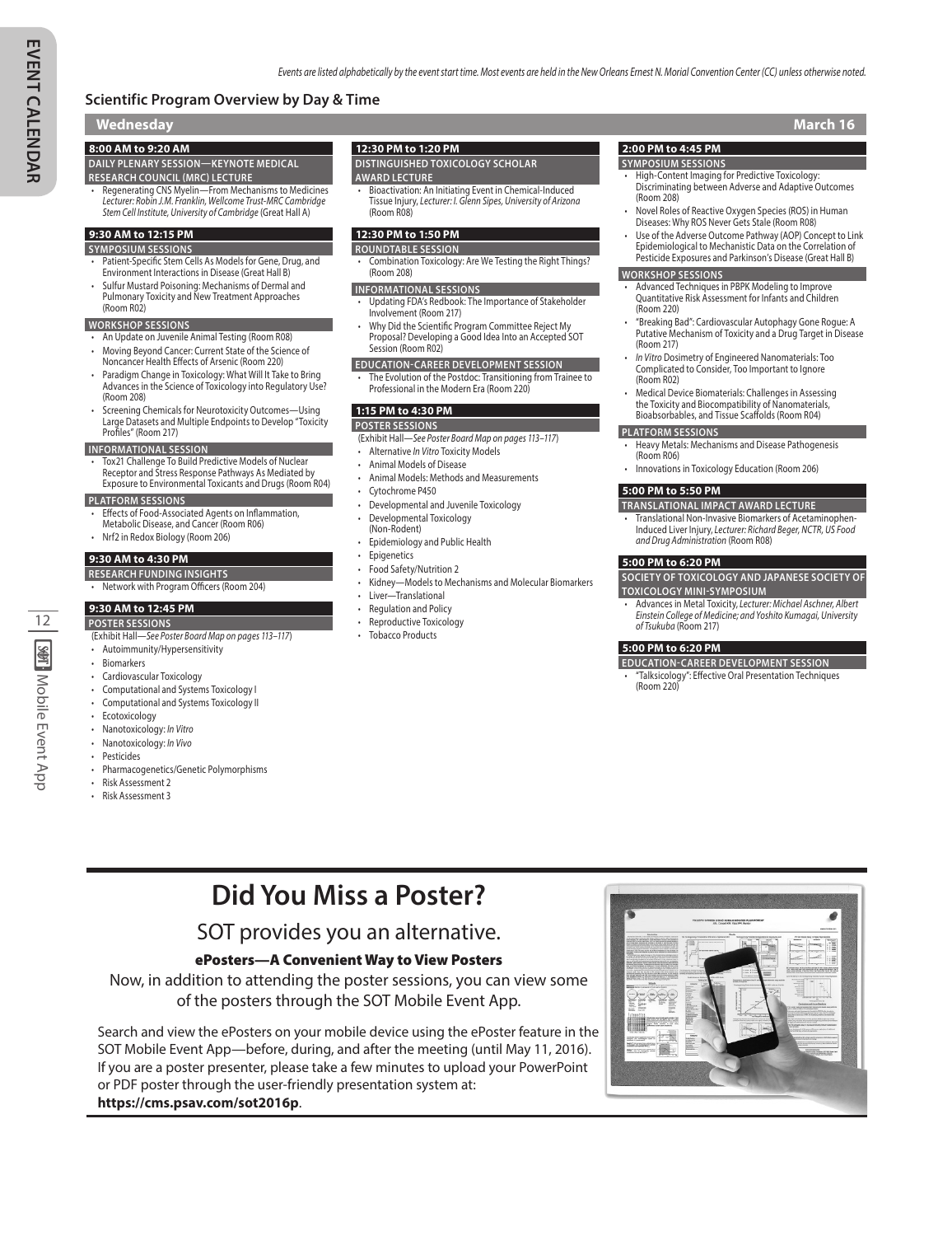*Events are listed alphabetically by the event start time. Most events are held in the New Orleans Ernest N. Morial Convention Center (CC) unless otherwise noted.*

## Scientific Program Overview by Day & Time

### Wednesday — March 16

#### 8:00 AM to 9:20 AM

**DAILY PLENARY SESSION—KEYNOTE MEDICAL RESEARCH COUNCIL (MRC) LECTURE**

- Regenerating CNS Myelin—From Mechanisms to Medicines *Lecturer: Robin J.M. Franklin, Wellcome Trust-MRC Cambridge Stem Cell Institute, University of Cambridge* (Great Hall A)

#### 9:30 AM to 12:15 PM

**SYMPOSIUM SESSIONS**

- Patient-Specific Stem Cells As Models for Gene, Drug, and Environment Interactions in Disease (Great Hall B)
- Sulfur Mustard Poisoning: Mechanisms of Dermal and Pulmonary Toxicity and New Treatment Approaches (Room R02)

**WORKSHOP SESSIONS**

- An Update on Juvenile Animal Testing (Room R08)
- Moving Beyond Cancer: Current State of the Science of Noncancer Health Effects of Arsenic (Room 220)
- Paradigm Change in Toxicology: What Will It Take to Bring Advances in the Science of Toxicology into Regulatory Use? (Room 208)
- Screening Chemicals for Neurotoxicity Outcomes—Using Large Datasets and Multiple Endpoints to Develop "Toxicity Profiles" (Room 217)

**INFORMATIONAL SESSION**

- Tox21 Challenge To Build Predictive Models of Nuclear Receptor and Stress Response Pathways As Mediated by Exposure to Environmental Toxicants and Drugs (Room R04)

**PLATFORM SESSIONS**

- Effects of Food-Associated Agents on Inflammation, Metabolic Disease, and Cancer (Room R06)
- Nrf2 in Redox Biology (Room 206)

#### 9:30 AM to 4:30 PM

**RESEARCH FUNDING INSIGHTS**

- Network with Program Officers (Room 204)

#### 9:30 AM to 12:45 PM

**POSTER SESSIONS**

(Exhibit Hall—*See Poster Board Map on pages 113–117*)

- Autoimmunity/Hypersensitivity
- Biomarkers
- Cardiovascular Toxicology
- Computational and Systems Toxicology I
- Computational and Systems Toxicology II
- Ecotoxicology
- Nanotoxicology: *In Vitro*
- Nanotoxicology: *In Vivo*
- Pesticides
- Pharmacogenetics/Genetic Polymorphisms
- Risk Assessment 2
- Risk Assessment 3

#### 12:30 PM to 1:20 PM

**DISTINGUISHED TOXICOLOGY SCHOLAR AWARD LECTURE**

- Bioactivation: An Initiating Event in Chemical-Induced Tissue Injury, *Lecturer: I. Glenn Sipes, University of Arizona* (Room R08)

#### 12:30 PM to 1:50 PM

**ROUNDTABLE SESSION**

- Combination Toxicology: Are We Testing the Right Things? (Room 208)

**INFORMATIONAL SESSIONS**

- Updating FDA's Redbook: The Importance of Stakeholder Involvement (Room 217)
- Why Did the Scientific Program Committee Reject My Proposal? Developing a Good Idea Into an Accepted SOT Session (Room R02)

**EDUCATION-CAREER DEVELOPMENT SESSION**

- The Evolution of the Postdoc: Transitioning from Trainee to Professional in the Modern Era (Room 220)

#### 1:15 PM to 4:30 PM

**POSTER SESSIONS**

(Exhibit Hall—*See Poster Board Map on pages 113–117*)

- Alternative *In Vitro* Toxicity Models
- Animal Models of Disease
- Animal Models: Methods and Measurements
- Cytochrome P450
- Developmental and Juvenile Toxicology
- Developmental Toxicology (Non-Rodent)
- Epidemiology and Public Health
- Epigenetics
- Food Safety/Nutrition 2
- Kidney—Models to Mechanisms and Molecular Biomarkers
- Liver—Translational
- Regulation and Policy
- Reproductive Toxicology
- Tobacco Products

#### 2:00 PM to 4:45 PM

**SYMPOSIUM SESSIONS**

- High-Content Imaging for Predictive Toxicology: Discriminating between Adverse and Adaptive Outcomes (Room 208)
- Novel Roles of Reactive Oxygen Species (ROS) in Human Diseases: Why ROS Never Gets Stale (Room R08)
- Use of the Adverse Outcome Pathway (AOP) Concept to Link Epidemiological to Mechanistic Data on the Correlation of Pesticide Exposures and Parkinson's Disease (Great Hall B)

**WORKSHOP SESSIONS**

- Advanced Techniques in PBPK Modeling to Improve Quantitative Risk Assessment for Infants and Children (Room 220)
- "Breaking Bad": Cardiovascular Autophagy Gone Rogue: A Putative Mechanism of Toxicity and a Drug Target in Disease (Room 217)
- *In Vitro* Dosimetry of Engineered Nanomaterials: Too Complicated to Consider, Too Important to Ignore (Room R02)
- Medical Device Biomaterials: Challenges in Assessing the Toxicity and Biocompatibility of Nanomaterials, Bioabsorbables, and Tissue Scaffolds (Room R04)

**PLATFORM SESSIONS**

- Heavy Metals: Mechanisms and Disease Pathogenesis (Room R06)
- Innovations in Toxicology Education (Room 206)

#### 5:00 PM to 5:50 PM

**TRANSLATIONAL IMPACT AWARD LECTURE**

- Translational Non-Invasive Biomarkers of Acetaminophen-Induced Liver Injury, *Lecturer: Richard Beger, NCTR, US Food and Drug Administration* (Room R08)

#### 5:00 PM to 6:20 PM

**SOCIETY OF TOXICOLOGY AND JAPANESE SOCIETY OF TOXICOLOGY MINI-SYMPOSIUM**

- Advances in Metal Toxicity, *Lecturer: Michael Aschner, Albert Einstein College of Medicine; and Yoshito Kumagai, University of Tsukuba* (Room 217)

#### 5:00 PM to 6:20 PM

**EDUCATION-CAREER DEVELOPMENT SESSION**

- "Talksicology": Effective Oral Presentation Techniques (Room 220)

---

# Did You Miss a Poster?

## SOT provides you an alternative.

**ePosters—A Convenient Way to View Posters**

Now, in addition to attending the poster sessions, you can view some of the posters through the SOT Mobile Event App.

Search and view the ePosters on your mobile device using the ePoster feature in the SOT Mobile Event App—before, during, and after the meeting (until May 11, 2016). If you are a poster presenter, please take a few minutes to upload your PowerPoint or PDF poster through the user-friendly presentation system at: **https://cms.psav.com/sot2016p**.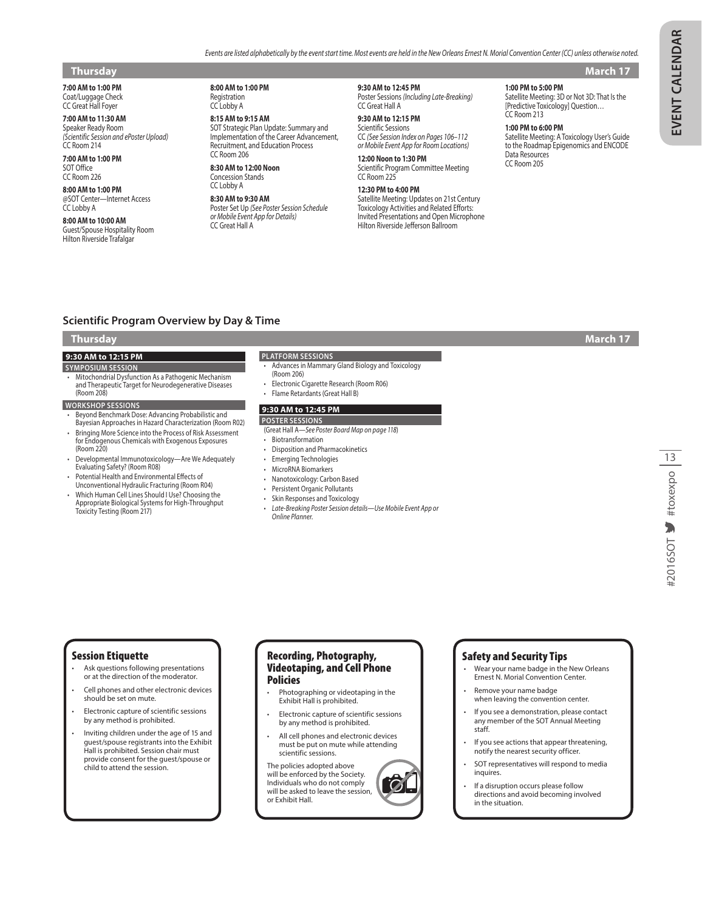*Events are listed alphabetically by the event start time. Most events are held in the New Orleans Ernest N. Morial Convention Center (CC) unless otherwise noted.*

## Thursday — March 17

**7:00 AM to 1:00 PM**
Coat/Luggage Check
CC Great Hall Foyer

**7:00 AM to 11:30 AM**
Speaker Ready Room
*(Scientific Session and ePoster Upload)*
CC Room 214

**7:00 AM to 1:00 PM**
SOT Office
CC Room 226

**8:00 AM to 1:00 PM**
@SOT Center—Internet Access
CC Lobby A

**8:00 AM to 10:00 AM**
Guest/Spouse Hospitality Room
Hilton Riverside Trafalgar

**8:00 AM to 1:00 PM**
Registration
CC Lobby A

**8:15 AM to 9:15 AM**
SOT Strategic Plan Update: Summary and Implementation of the Career Advancement, Recruitment, and Education Process
CC Room 206

**8:30 AM to 12:00 Noon**
Concession Stands
CC Lobby A

**8:30 AM to 9:30 AM**
Poster Set Up *(See Poster Session Schedule or Mobile Event App for Details)*
CC Great Hall A

**9:30 AM to 12:45 PM**
Poster Sessions *(Including Late-Breaking)*
CC Great Hall A

**9:30 AM to 12:15 PM**
Scientific Sessions
CC *(See Session Index on Pages 106–112 or Mobile Event App for Room Locations)*

**12:00 Noon to 1:30 PM**
Scientific Program Committee Meeting
CC Room 225

**12:30 PM to 4:00 PM**
Satellite Meeting: Updates on 21st Century Toxicology Activities and Related Efforts: Invited Presentations and Open Microphone
Hilton Riverside Jefferson Ballroom

**1:00 PM to 5:00 PM**
Satellite Meeting: 3D or Not 3D: That Is the [Predictive Toxicology] Question…
CC Room 213

**1:00 PM to 6:00 PM**
Satellite Meeting: A Toxicology User's Guide to the Roadmap Epigenomics and ENCODE Data Resources
CC Room 205

# Scientific Program Overview by Day & Time

## Thursday — March 17

### 9:30 AM to 12:15 PM

**SYMPOSIUM SESSION**
- Mitochondrial Dysfunction As a Pathogenic Mechanism and Therapeutic Target for Neurodegenerative Diseases (Room 208)

**WORKSHOP SESSIONS**
- Beyond Benchmark Dose: Advancing Probabilistic and Bayesian Approaches in Hazard Characterization (Room R02)
- Bringing More Science into the Process of Risk Assessment for Endogenous Chemicals with Exogenous Exposures (Room 220)
- Developmental Immunotoxicology—Are We Adequately Evaluating Safety? (Room R08)
- Potential Health and Environmental Effects of Unconventional Hydraulic Fracturing (Room R04)
- Which Human Cell Lines Should I Use? Choosing the Appropriate Biological Systems for High-Throughput Toxicity Testing (Room 217)

**PLATFORM SESSIONS**
- Advances in Mammary Gland Biology and Toxicology (Room 206)
- Electronic Cigarette Research (Room R06)
- Flame Retardants (Great Hall B)

### 9:30 AM to 12:45 PM

**POSTER SESSIONS**
(Great Hall A—*See Poster Board Map on page 118*)
- Biotransformation
- Disposition and Pharmacokinetics
- Emerging Technologies
- MicroRNA Biomarkers
- Nanotoxicology: Carbon Based
- Persistent Organic Pollutants
- Skin Responses and Toxicology
- *Late-Breaking Poster Session details—Use Mobile Event App or Online Planner.*

### Session Etiquette
- Ask questions following presentations or at the direction of the moderator.
- Cell phones and other electronic devices should be set on mute.
- Electronic capture of scientific sessions by any method is prohibited.
- Inviting children under the age of 15 and guest/spouse registrants into the Exhibit Hall is prohibited. Session chair must provide consent for the guest/spouse or child to attend the session.

### Recording, Photography, Videotaping, and Cell Phone Policies
- Photographing or videotaping in the Exhibit Hall is prohibited.
- Electronic capture of scientific sessions by any method is prohibited.
- All cell phones and electronic devices must be put on mute while attending scientific sessions.

The policies adopted above will be enforced by the Society. Individuals who do not comply will be asked to leave the session, or Exhibit Hall.

### Safety and Security Tips
- Wear your name badge in the New Orleans Ernest N. Morial Convention Center.
- Remove your name badge when leaving the convention center.
- If you see a demonstration, please contact any member of the SOT Annual Meeting staff.
- If you see actions that appear threatening, notify the nearest security officer.
- SOT representatives will respond to media inquires.
- If a disruption occurs please follow directions and avoid becoming involved in the situation.